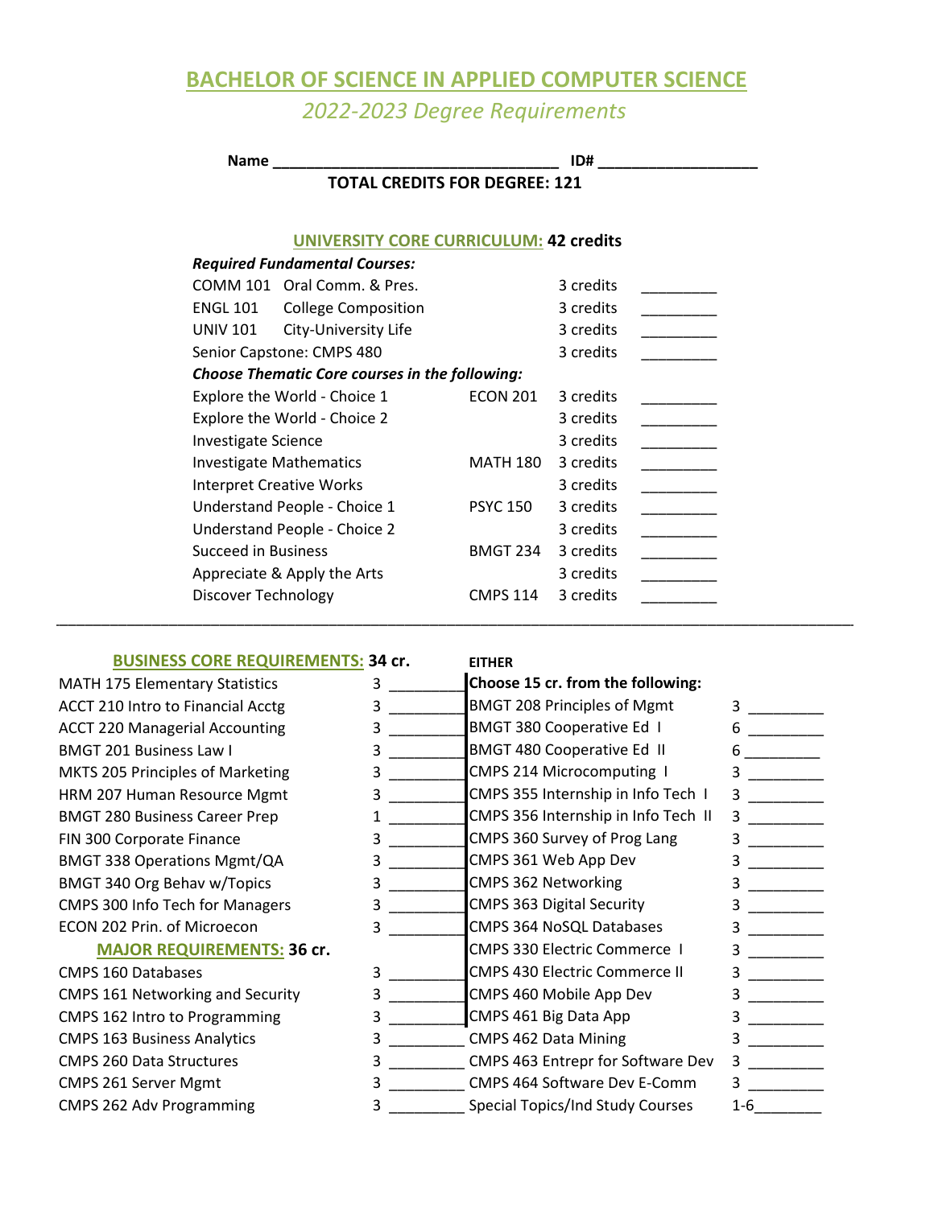# BACHELOR OF SCIENCE IN APPLIED COMPUTER SCIENCE

*2022-2023 Degree Requirements*

**Name** ________________________________ **ID#** __________________

**TOTAL CREDITS FOR DEGREE: 121**

## UNIVERSITY CORE CURRICULUM: 42 credits

***Required Fundamental Courses:***

| Course | | | Credits | |
|---|---|---|---|---|
| COMM 101 | Oral Comm. & Pres. | | 3 credits | _________ |
| ENGL 101 | College Composition | | 3 credits | _________ |
| UNIV 101 | City-University Life | | 3 credits | _________ |
| Senior Capstone: CMPS 480 | | | 3 credits | _________ |

***Choose Thematic Core courses in the following:***

| Theme | Course | Credits | |
|---|---|---|---|
| Explore the World - Choice 1 | ECON 201 | 3 credits | _________ |
| Explore the World - Choice 2 | | 3 credits | _________ |
| Investigate Science | | 3 credits | _________ |
| Investigate Mathematics | MATH 180 | 3 credits | _________ |
| Interpret Creative Works | | 3 credits | _________ |
| Understand People - Choice 1 | PSYC 150 | 3 credits | _________ |
| Understand People - Choice 2 | | 3 credits | _________ |
| Succeed in Business | BMGT 234 | 3 credits | _________ |
| Appreciate & Apply the Arts | | 3 credits | _________ |
| Discover Technology | CMPS 114 | 3 credits | _________ |

---

## BUSINESS CORE REQUIREMENTS: 34 cr.

| Course | Credits | |
|---|---|---|
| MATH 175 Elementary Statistics | 3 | _________ |
| ACCT 210 Intro to Financial Acctg | 3 | _________ |
| ACCT 220 Managerial Accounting | 3 | _________ |
| BMGT 201 Business Law I | 3 | _________ |
| MKTS 205 Principles of Marketing | 3 | _________ |
| HRM 207 Human Resource Mgmt | 3 | _________ |
| BMGT 280 Business Career Prep | 1 | _________ |
| FIN 300 Corporate Finance | 3 | _________ |
| BMGT 338 Operations Mgmt/QA | 3 | _________ |
| BMGT 340 Org Behav w/Topics | 3 | _________ |
| CMPS 300 Info Tech for Managers | 3 | _________ |
| ECON 202 Prin. of Microecon | 3 | _________ |

## MAJOR REQUIREMENTS: 36 cr.

| Course | Credits | |
|---|---|---|
| CMPS 160 Databases | 3 | _________ |
| CMPS 161 Networking and Security | 3 | _________ |
| CMPS 162 Intro to Programming | 3 | _________ |
| CMPS 163 Business Analytics | 3 | _________ |
| CMPS 260 Data Structures | 3 | _________ |
| CMPS 261 Server Mgmt | 3 | _________ |
| CMPS 262 Adv Programming | 3 | _________ |

**EITHER**

**Choose 15 cr. from the following:**

| Course | Credits | |
|---|---|---|
| BMGT 208 Principles of Mgmt | 3 | _________ |
| BMGT 380 Cooperative Ed I | 6 | _________ |
| BMGT 480 Cooperative Ed II | 6 | _________ |
| CMPS 214 Microcomputing I | 3 | _________ |
| CMPS 355 Internship in Info Tech I | 3 | _________ |
| CMPS 356 Internship in Info Tech II | 3 | _________ |
| CMPS 360 Survey of Prog Lang | 3 | _________ |
| CMPS 361 Web App Dev | 3 | _________ |
| CMPS 362 Networking | 3 | _________ |
| CMPS 363 Digital Security | 3 | _________ |
| CMPS 364 NoSQL Databases | 3 | _________ |
| CMPS 330 Electric Commerce I | 3 | _________ |
| CMPS 430 Electric Commerce II | 3 | _________ |
| CMPS 460 Mobile App Dev | 3 | _________ |
| CMPS 461 Big Data App | 3 | _________ |
| CMPS 462 Data Mining | 3 | _________ |
| CMPS 463 Entrepr for Software Dev | 3 | _________ |
| CMPS 464 Software Dev E-Comm | 3 | _________ |
| Special Topics/Ind Study Courses | 1-6 | _________ |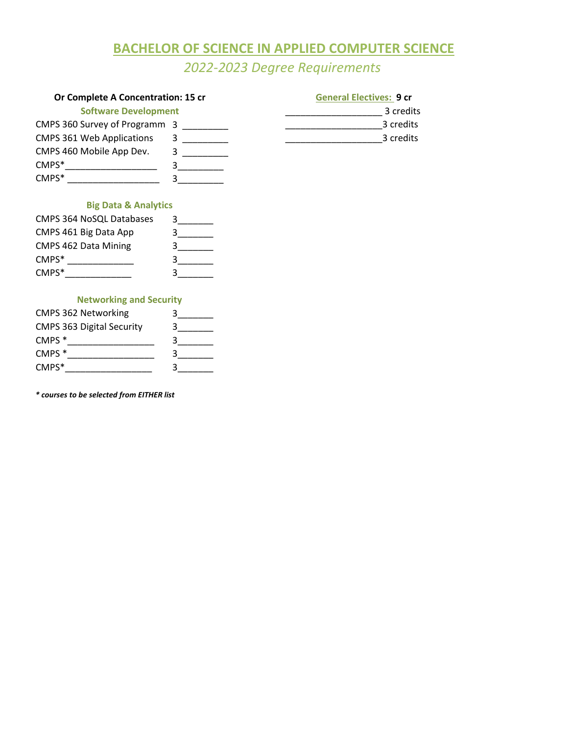# BACHELOR OF SCIENCE IN APPLIED COMPUTER SCIENCE

*2022-2023 Degree Requirements*

**Or Complete A Concentration: 15 cr**

### Software Development

CMPS 360 Survey of Programm 3 _________
CMPS 361 Web Applications 3 _________
CMPS 460 Mobile App Dev. 3 _________
CMPS*__________________ 3_________
CMPS* __________________ 3_________

### Big Data & Analytics

CMPS 364 NoSQL Databases 3_______
CMPS 461 Big Data App 3_______
CMPS 462 Data Mining 3_______
CMPS* _____________ 3_______
CMPS*_____________ 3_______

### Networking and Security

CMPS 362 Networking 3_______
CMPS 363 Digital Security 3_______
CMPS *_________________ 3_______
CMPS *_________________ 3_______
CMPS*_________________ 3_______

***** courses to be selected from EITHER list*

**General Electives: 9 cr**

___________________ 3 credits
___________________3 credits
___________________3 credits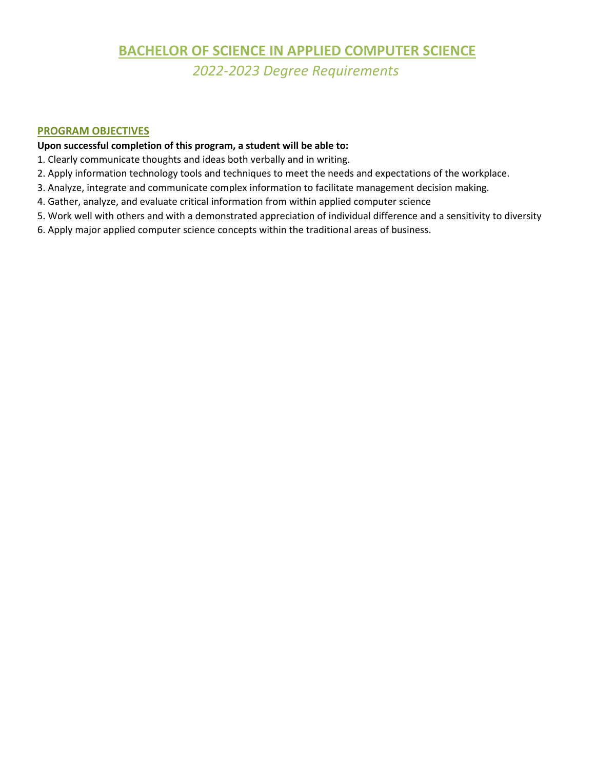# BACHELOR OF SCIENCE IN APPLIED COMPUTER SCIENCE

*2022-2023 Degree Requirements*

## PROGRAM OBJECTIVES

**Upon successful completion of this program, a student will be able to:**

1. Clearly communicate thoughts and ideas both verbally and in writing.
2. Apply information technology tools and techniques to meet the needs and expectations of the workplace.
3. Analyze, integrate and communicate complex information to facilitate management decision making.
4. Gather, analyze, and evaluate critical information from within applied computer science
5. Work well with others and with a demonstrated appreciation of individual difference and a sensitivity to diversity
6. Apply major applied computer science concepts within the traditional areas of business.